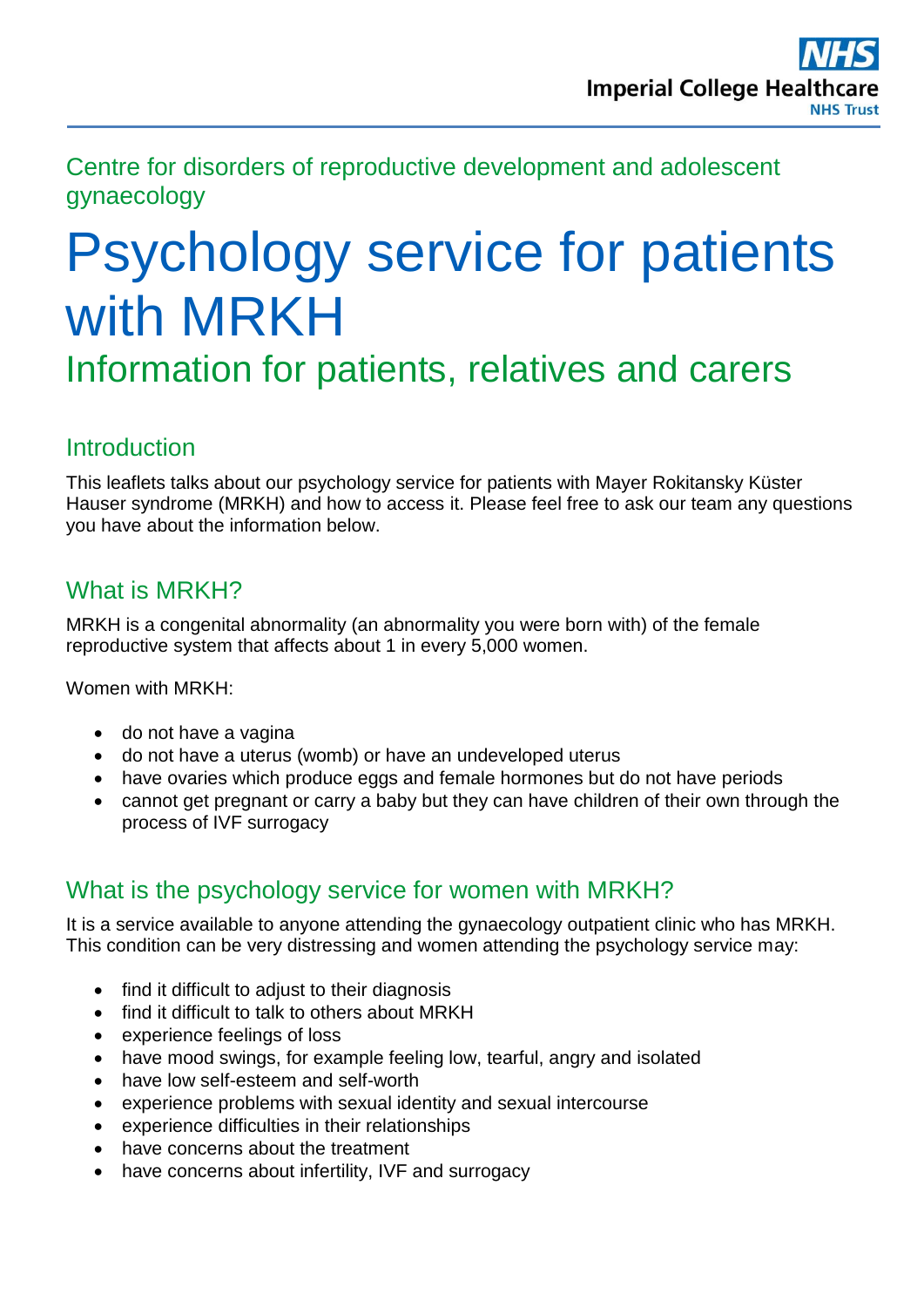Centre for disorders of reproductive development and adolescent gynaecology

# Psychology service for patients with MRKH

## Information for patients, relatives and carers

### Introduction

This leaflets talks about our psychology service for patients with Mayer Rokitansky Küster Hauser syndrome (MRKH) and how to access it. Please feel free to ask our team any questions you have about the information below.

### What is MRKH?

MRKH is a congenital abnormality (an abnormality you were born with) of the female reproductive system that affects about 1 in every 5,000 women.

Women with MRKH:

- do not have a vagina
- do not have a uterus (womb) or have an undeveloped uterus
- have ovaries which produce eggs and female hormones but do not have periods
- cannot get pregnant or carry a baby but they can have children of their own through the process of IVF surrogacy

### What is the psychology service for women with MRKH?

It is a service available to anyone attending the gynaecology outpatient clinic who has MRKH. This condition can be very distressing and women attending the psychology service may:

- find it difficult to adjust to their diagnosis
- find it difficult to talk to others about MRKH
- experience feelings of loss
- have mood swings, for example feeling low, tearful, angry and isolated
- have low self-esteem and self-worth
- experience problems with sexual identity and sexual intercourse
- experience difficulties in their relationships
- have concerns about the treatment
- have concerns about infertility, IVF and surrogacy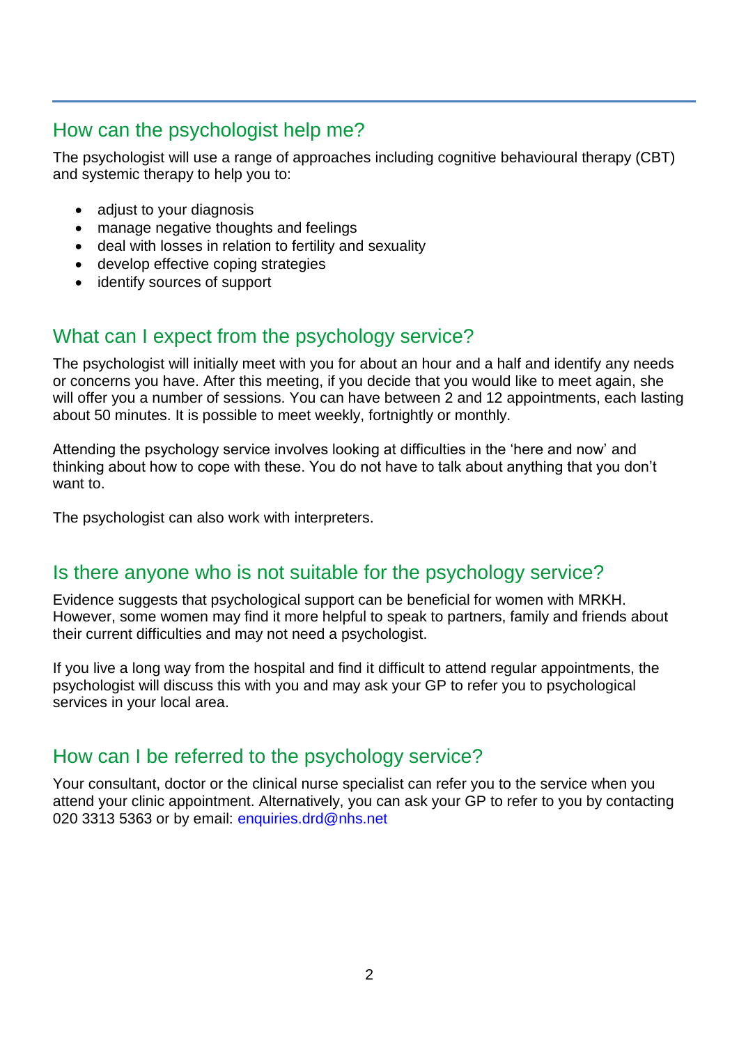## How can the psychologist help me?

The psychologist will use a range of approaches including cognitive behavioural therapy (CBT) and systemic therapy to help you to:

- adjust to your diagnosis
- manage negative thoughts and feelings
- deal with losses in relation to fertility and sexuality
- develop effective coping strategies
- identify sources of support

## What can I expect from the psychology service?

The psychologist will initially meet with you for about an hour and a half and identify any needs or concerns you have. After this meeting, if you decide that you would like to meet again, she will offer you a number of sessions. You can have between 2 and 12 appointments, each lasting about 50 minutes. It is possible to meet weekly, fortnightly or monthly.

Attending the psychology service involves looking at difficulties in the 'here and now' and thinking about how to cope with these. You do not have to talk about anything that you don't want to.

The psychologist can also work with interpreters.

## Is there anyone who is not suitable for the psychology service?

Evidence suggests that psychological support can be beneficial for women with MRKH. However, some women may find it more helpful to speak to partners, family and friends about their current difficulties and may not need a psychologist.

If you live a long way from the hospital and find it difficult to attend regular appointments, the psychologist will discuss this with you and may ask your GP to refer you to psychological services in your local area.

## How can I be referred to the psychology service?

Your consultant, doctor or the clinical nurse specialist can refer you to the service when you attend your clinic appointment. Alternatively, you can ask your GP to refer to you by contacting 020 3313 5363 or by email: enquiries.drd@nhs.net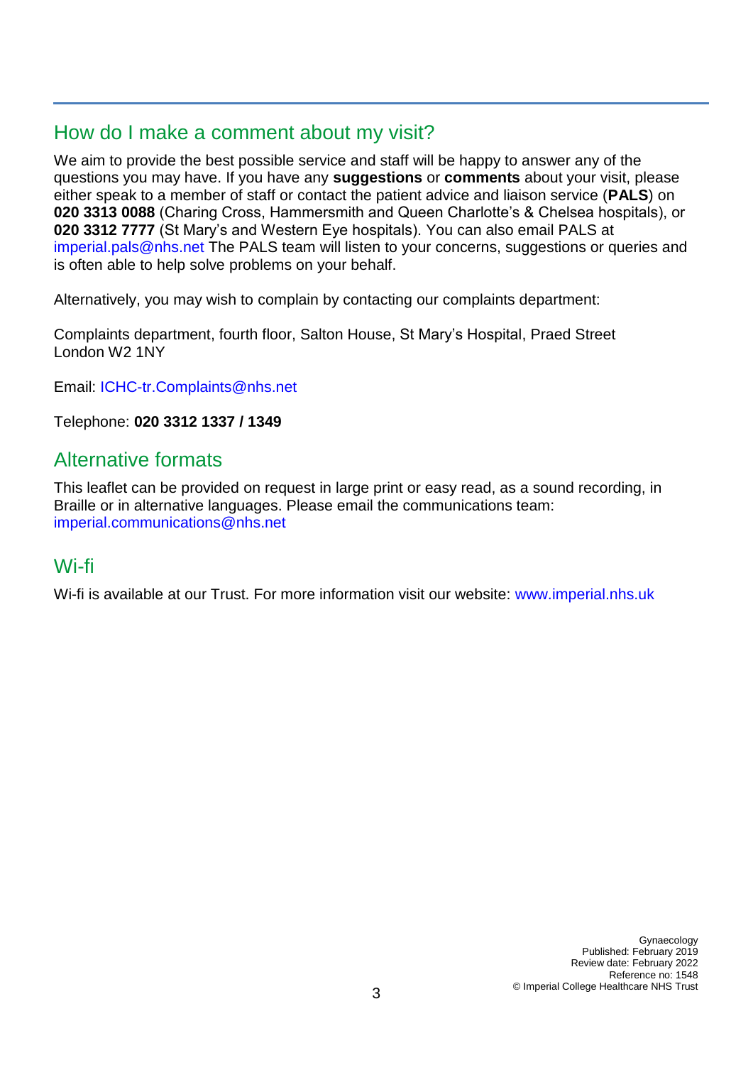## How do I make a comment about my visit?

We aim to provide the best possible service and staff will be happy to answer any of the questions you may have. If you have any **suggestions** or **comments** about your visit, please either speak to a member of staff or contact the patient advice and liaison service (**PALS**) on **020 3313 0088** (Charing Cross, Hammersmith and Queen Charlotte's & Chelsea hospitals), or **020 3312 7777** (St Mary's and Western Eye hospitals). You can also email PALS at imperial.pals@nhs.net The PALS team will listen to your concerns, suggestions or queries and is often able to help solve problems on your behalf.

Alternatively, you may wish to complain by contacting our complaints department:

Complaints department, fourth floor, Salton House, St Mary's Hospital, Praed Street
London W2 1NY

Email: ICHC-tr.Complaints@nhs.net

Telephone: **020 3312 1337 / 1349**

## Alternative formats

This leaflet can be provided on request in large print or easy read, as a sound recording, in Braille or in alternative languages. Please email the communications team: imperial.communications@nhs.net

## Wi-fi

Wi-fi is available at our Trust. For more information visit our website: www.imperial.nhs.uk

Gynaecology
Published: February 2019
Review date: February 2022
Reference no: 1548
© Imperial College Healthcare NHS Trust